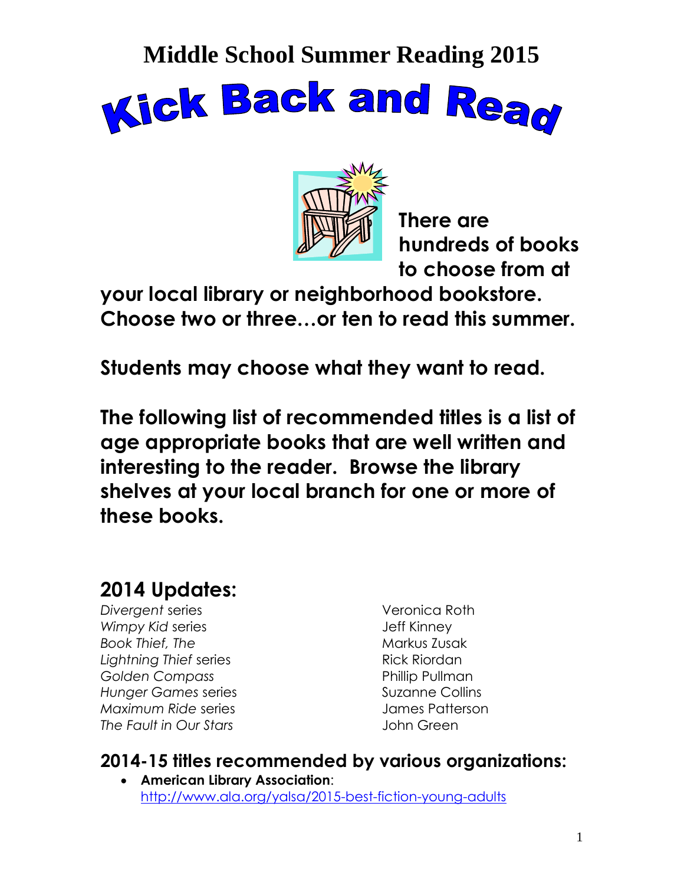# Middle School Summer Reading 2015

## Kick Back and Read

**There are hundreds of books to choose from at your local library or neighborhood bookstore. Choose two or three…or ten to read this summer.**

**Students may choose what they want to read.**

**The following list of recommended titles is a list of age appropriate books that are well written and interesting to the reader. Browse the library shelves at your local branch for one or more of these books.**

## 2014 Updates:

| | |
|---|---|
| *Divergent* series | Veronica Roth |
| *Wimpy Kid* series | Jeff Kinney |
| *Book Thief, The* | Markus Zusak |
| *Lightning Thief* series | Rick Riordan |
| *Golden Compass* | Phillip Pullman |
| *Hunger Games* series | Suzanne Collins |
| *Maximum Ride* series | James Patterson |
| *The Fault in Our Stars* | John Green |

### 2014-15 titles recommended by various organizations:

- **American Library Association**: http://www.ala.org/yalsa/2015-best-fiction-young-adults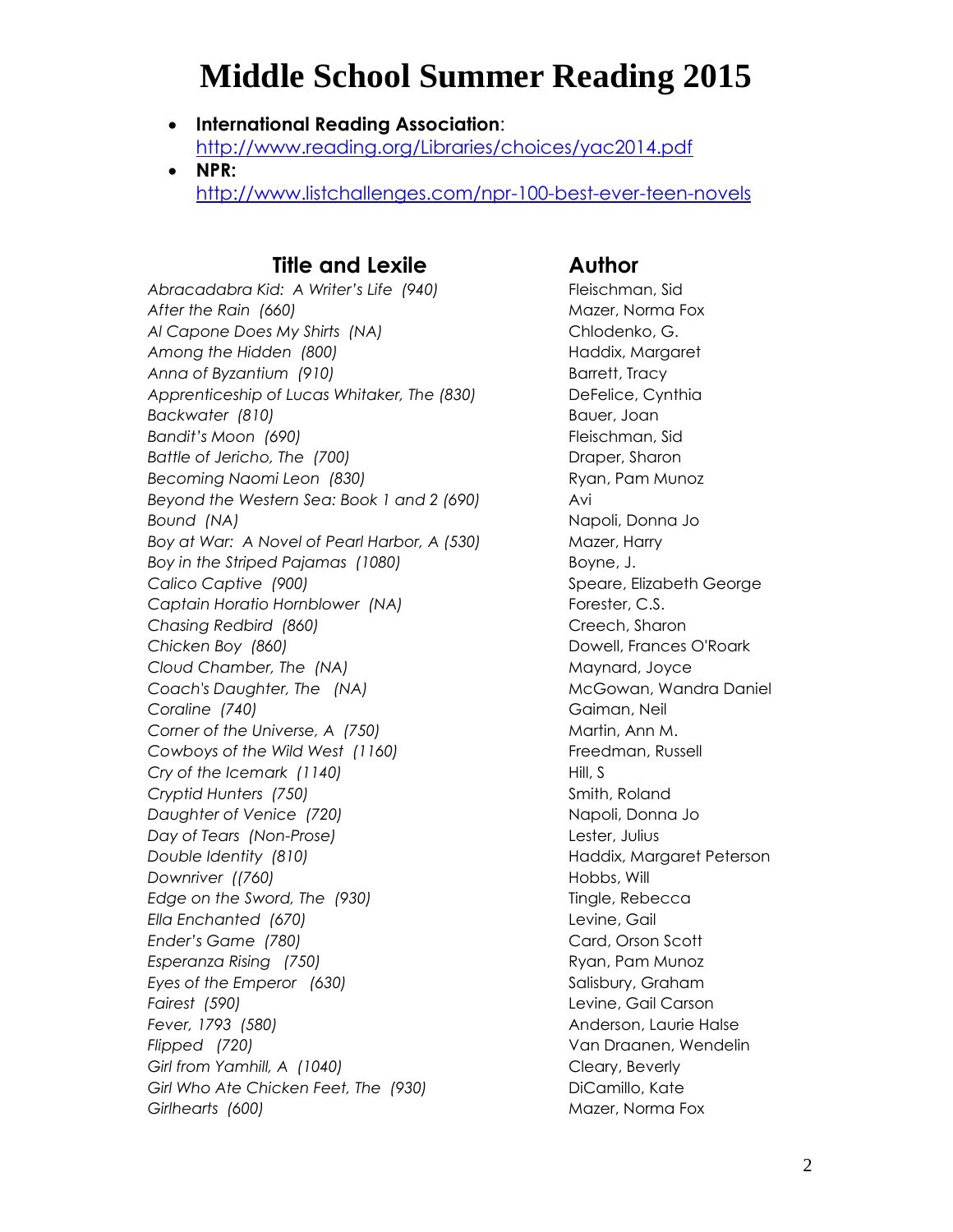# Middle School Summer Reading 2015

- **International Reading Association**: http://www.reading.org/Libraries/choices/yac2014.pdf
- **NPR:** http://www.listchallenges.com/npr-100-best-ever-teen-novels

| Title and Lexile | Author |
| --- | --- |
| *Abracadabra Kid: A Writer's Life (940)* | Fleischman, Sid |
| *After the Rain (660)* | Mazer, Norma Fox |
| *Al Capone Does My Shirts (NA)* | Chlodenko, G. |
| *Among the Hidden (800)* | Haddix, Margaret |
| *Anna of Byzantium (910)* | Barrett, Tracy |
| *Apprenticeship of Lucas Whitaker, The (830)* | DeFelice, Cynthia |
| *Backwater (810)* | Bauer, Joan |
| *Bandit's Moon (690)* | Fleischman, Sid |
| *Battle of Jericho, The (700)* | Draper, Sharon |
| *Becoming Naomi Leon (830)* | Ryan, Pam Munoz |
| *Beyond the Western Sea: Book 1 and 2 (690)* | Avi |
| *Bound (NA)* | Napoli, Donna Jo |
| *Boy at War: A Novel of Pearl Harbor, A (530)* | Mazer, Harry |
| *Boy in the Striped Pajamas (1080)* | Boyne, J. |
| *Calico Captive (900)* | Speare, Elizabeth George |
| *Captain Horatio Hornblower (NA)* | Forester, C.S. |
| *Chasing Redbird (860)* | Creech, Sharon |
| *Chicken Boy (860)* | Dowell, Frances O'Roark |
| *Cloud Chamber, The (NA)* | Maynard, Joyce |
| *Coach's Daughter, The (NA)* | McGowan, Wandra Daniel |
| *Coraline (740)* | Gaiman, Neil |
| *Corner of the Universe, A (750)* | Martin, Ann M. |
| *Cowboys of the Wild West (1160)* | Freedman, Russell |
| *Cry of the Icemark (1140)* | Hill, S |
| *Cryptid Hunters (750)* | Smith, Roland |
| *Daughter of Venice (720)* | Napoli, Donna Jo |
| *Day of Tears (Non-Prose)* | Lester, Julius |
| *Double Identity (810)* | Haddix, Margaret Peterson |
| *Downriver ((760)* | Hobbs, Will |
| *Edge on the Sword, The (930)* | Tingle, Rebecca |
| *Ella Enchanted (670)* | Levine, Gail |
| *Ender's Game (780)* | Card, Orson Scott |
| *Esperanza Rising (750)* | Ryan, Pam Munoz |
| *Eyes of the Emperor (630)* | Salisbury, Graham |
| *Fairest (590)* | Levine, Gail Carson |
| *Fever, 1793 (580)* | Anderson, Laurie Halse |
| *Flipped (720)* | Van Draanen, Wendelin |
| *Girl from Yamhill, A (1040)* | Cleary, Beverly |
| *Girl Who Ate Chicken Feet, The (930)* | DiCamillo, Kate |
| *Girlhearts (600)* | Mazer, Norma Fox |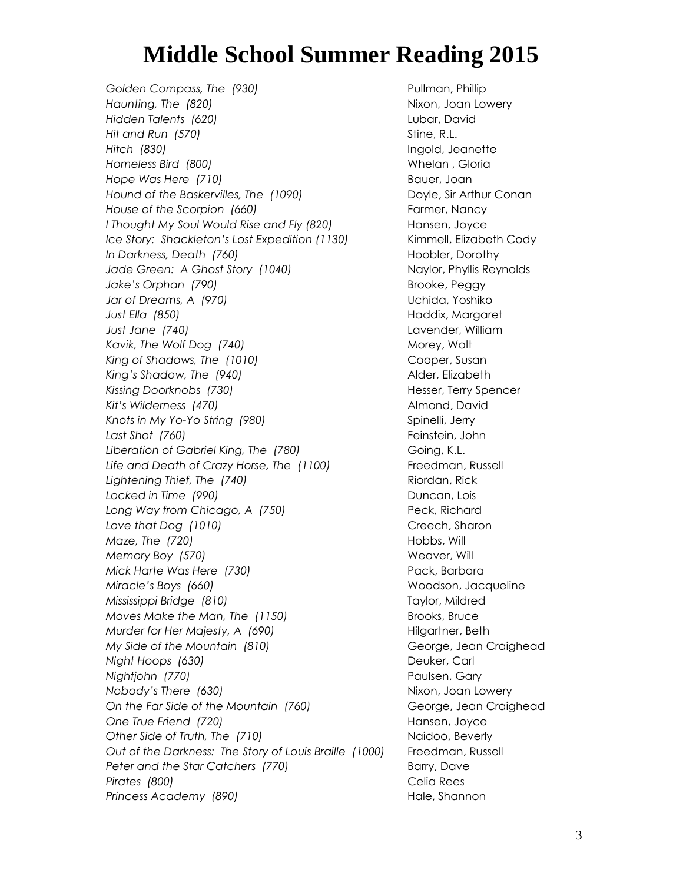# Middle School Summer Reading 2015

| Title | Author |
|---|---|
| *Golden Compass, The (930)* | Pullman, Phillip |
| *Haunting, The (820)* | Nixon, Joan Lowery |
| *Hidden Talents (620)* | Lubar, David |
| *Hit and Run (570)* | Stine, R.L. |
| *Hitch (830)* | Ingold, Jeanette |
| *Homeless Bird (800)* | Whelan , Gloria |
| *Hope Was Here (710)* | Bauer, Joan |
| *Hound of the Baskervilles, The (1090)* | Doyle, Sir Arthur Conan |
| *House of the Scorpion (660)* | Farmer, Nancy |
| *I Thought My Soul Would Rise and Fly (820)* | Hansen, Joyce |
| *Ice Story: Shackleton's Lost Expedition (1130)* | Kimmell, Elizabeth Cody |
| *In Darkness, Death (760)* | Hoobler, Dorothy |
| *Jade Green: A Ghost Story (1040)* | Naylor, Phyllis Reynolds |
| *Jake's Orphan (790)* | Brooke, Peggy |
| *Jar of Dreams, A (970)* | Uchida, Yoshiko |
| *Just Ella (850)* | Haddix, Margaret |
| *Just Jane (740)* | Lavender, William |
| *Kavik, The Wolf Dog (740)* | Morey, Walt |
| *King of Shadows, The (1010)* | Cooper, Susan |
| *King's Shadow, The (940)* | Alder, Elizabeth |
| *Kissing Doorknobs (730)* | Hesser, Terry Spencer |
| *Kit's Wilderness (470)* | Almond, David |
| *Knots in My Yo-Yo String (980)* | Spinelli, Jerry |
| *Last Shot (760)* | Feinstein, John |
| *Liberation of Gabriel King, The (780)* | Going, K.L. |
| *Life and Death of Crazy Horse, The (1100)* | Freedman, Russell |
| *Lightening Thief, The (740)* | Riordan, Rick |
| *Locked in Time (990)* | Duncan, Lois |
| *Long Way from Chicago, A (750)* | Peck, Richard |
| *Love that Dog (1010)* | Creech, Sharon |
| *Maze, The (720)* | Hobbs, Will |
| *Memory Boy (570)* | Weaver, Will |
| *Mick Harte Was Here (730)* | Pack, Barbara |
| *Miracle's Boys (660)* | Woodson, Jacqueline |
| *Mississippi Bridge (810)* | Taylor, Mildred |
| *Moves Make the Man, The (1150)* | Brooks, Bruce |
| *Murder for Her Majesty, A (690)* | Hilgartner, Beth |
| *My Side of the Mountain (810)* | George, Jean Craighead |
| *Night Hoops (630)* | Deuker, Carl |
| *Nightjohn (770)* | Paulsen, Gary |
| *Nobody's There (630)* | Nixon, Joan Lowery |
| *On the Far Side of the Mountain (760)* | George, Jean Craighead |
| *One True Friend (720)* | Hansen, Joyce |
| *Other Side of Truth, The (710)* | Naidoo, Beverly |
| *Out of the Darkness: The Story of Louis Braille (1000)* | Freedman, Russell |
| *Peter and the Star Catchers (770)* | Barry, Dave |
| *Pirates (800)* | Celia Rees |
| *Princess Academy (890)* | Hale, Shannon |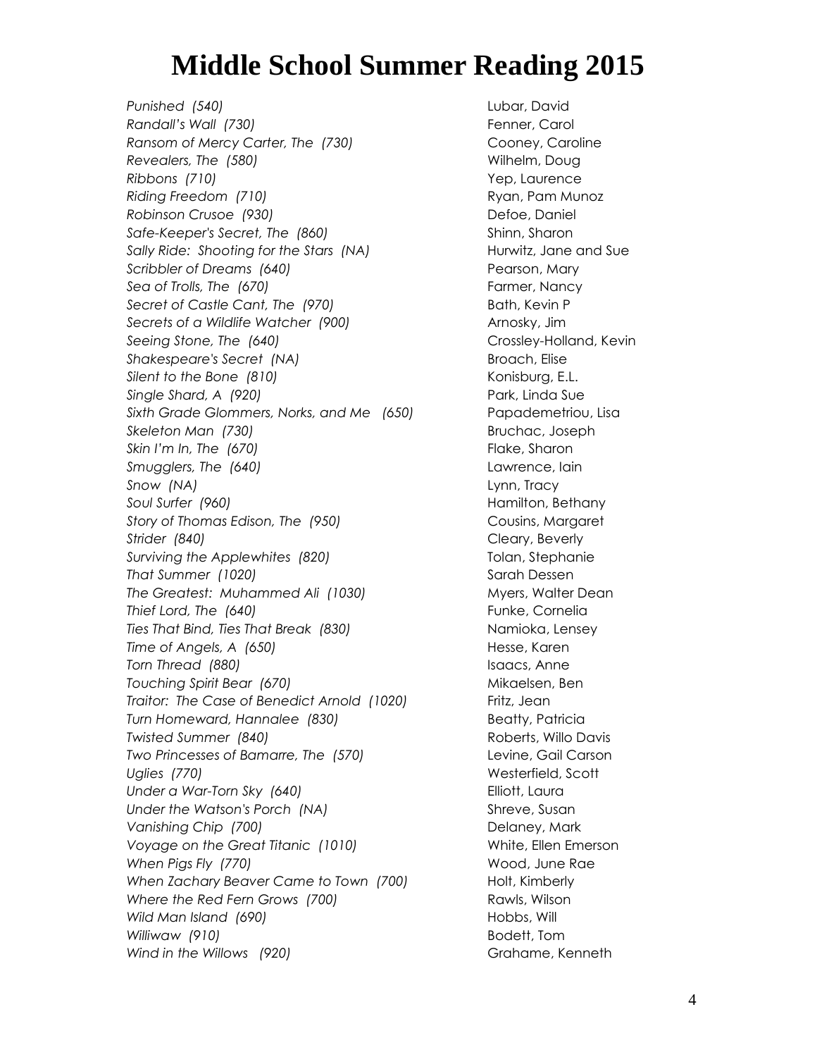# Middle School Summer Reading 2015

| Title | Author |
| --- | --- |
| *Punished (540)* | Lubar, David |
| *Randall's Wall (730)* | Fenner, Carol |
| *Ransom of Mercy Carter, The (730)* | Cooney, Caroline |
| *Revealers, The (580)* | Wilhelm, Doug |
| *Ribbons (710)* | Yep, Laurence |
| *Riding Freedom (710)* | Ryan, Pam Munoz |
| *Robinson Crusoe (930)* | Defoe, Daniel |
| *Safe-Keeper's Secret, The (860)* | Shinn, Sharon |
| *Sally Ride: Shooting for the Stars (NA)* | Hurwitz, Jane and Sue |
| *Scribbler of Dreams (640)* | Pearson, Mary |
| *Sea of Trolls, The (670)* | Farmer, Nancy |
| *Secret of Castle Cant, The (970)* | Bath, Kevin P |
| *Secrets of a Wildlife Watcher (900)* | Arnosky, Jim |
| *Seeing Stone, The (640)* | Crossley-Holland, Kevin |
| *Shakespeare's Secret (NA)* | Broach, Elise |
| *Silent to the Bone (810)* | Konisburg, E.L. |
| *Single Shard, A (920)* | Park, Linda Sue |
| *Sixth Grade Glommers, Norks, and Me (650)* | Papademetriou, Lisa |
| *Skeleton Man (730)* | Bruchac, Joseph |
| *Skin I'm In, The (670)* | Flake, Sharon |
| *Smugglers, The (640)* | Lawrence, Iain |
| *Snow (NA)* | Lynn, Tracy |
| *Soul Surfer (960)* | Hamilton, Bethany |
| *Story of Thomas Edison, The (950)* | Cousins, Margaret |
| *Strider (840)* | Cleary, Beverly |
| *Surviving the Applewhites (820)* | Tolan, Stephanie |
| *That Summer (1020)* | Sarah Dessen |
| *The Greatest: Muhammed Ali (1030)* | Myers, Walter Dean |
| *Thief Lord, The (640)* | Funke, Cornelia |
| *Ties That Bind, Ties That Break (830)* | Namioka, Lensey |
| *Time of Angels, A (650)* | Hesse, Karen |
| *Torn Thread (880)* | Isaacs, Anne |
| *Touching Spirit Bear (670)* | Mikaelsen, Ben |
| *Traitor: The Case of Benedict Arnold (1020)* | Fritz, Jean |
| *Turn Homeward, Hannalee (830)* | Beatty, Patricia |
| *Twisted Summer (840)* | Roberts, Willo Davis |
| *Two Princesses of Bamarre, The (570)* | Levine, Gail Carson |
| *Uglies (770)* | Westerfield, Scott |
| *Under a War-Torn Sky (640)* | Elliott, Laura |
| *Under the Watson's Porch (NA)* | Shreve, Susan |
| *Vanishing Chip (700)* | Delaney, Mark |
| *Voyage on the Great Titanic (1010)* | White, Ellen Emerson |
| *When Pigs Fly (770)* | Wood, June Rae |
| *When Zachary Beaver Came to Town (700)* | Holt, Kimberly |
| *Where the Red Fern Grows (700)* | Rawls, Wilson |
| *Wild Man Island (690)* | Hobbs, Will |
| *Williwaw (910)* | Bodett, Tom |
| *Wind in the Willows (920)* | Grahame, Kenneth |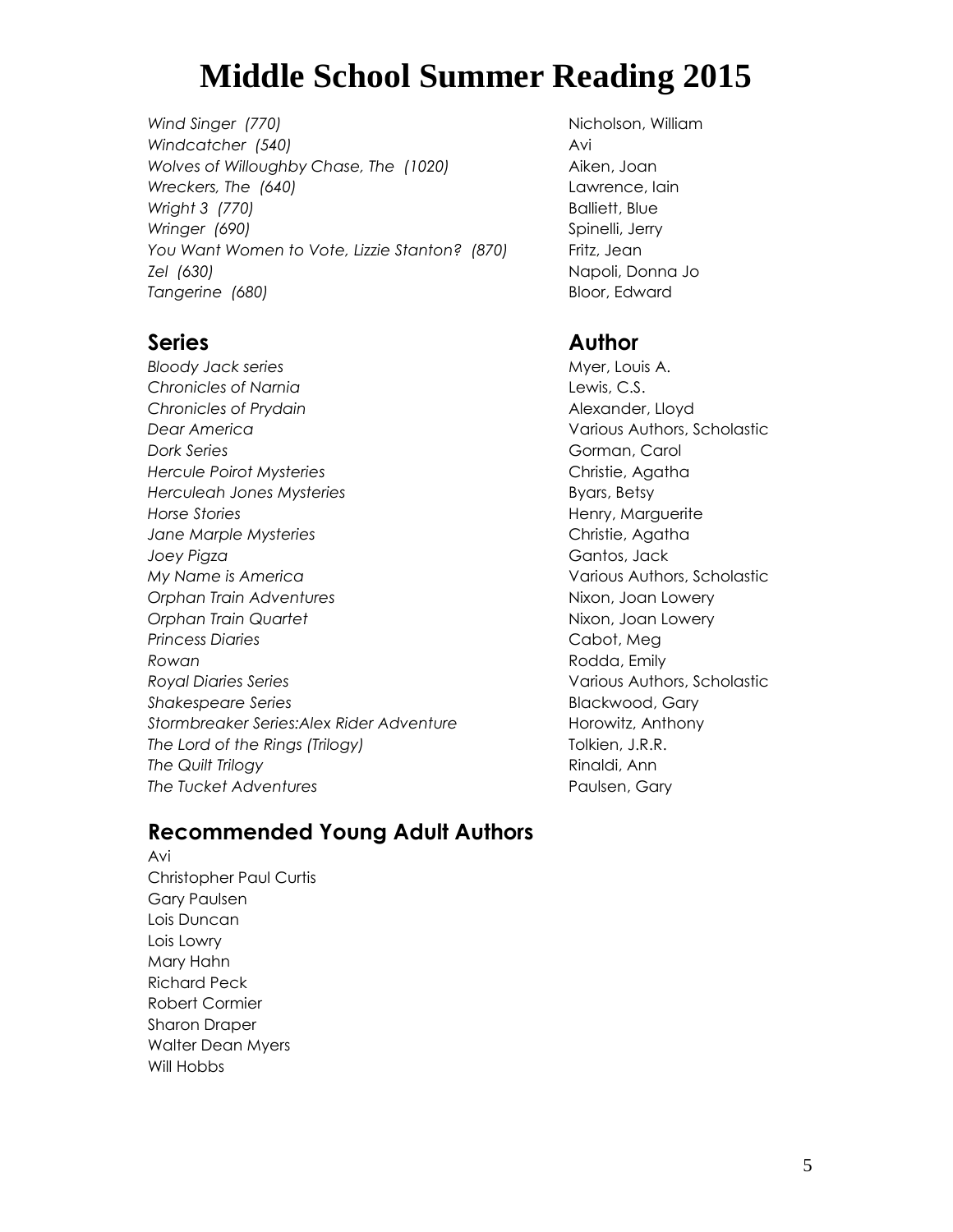# Middle School Summer Reading 2015

| | |
|---|---|
| *Wind Singer (770)* | Nicholson, William |
| *Windcatcher (540)* | Avi |
| *Wolves of Willoughby Chase, The (1020)* | Aiken, Joan |
| *Wreckers, The (640)* | Lawrence, Iain |
| *Wright 3 (770)* | Balliett, Blue |
| *Wringer (690)* | Spinelli, Jerry |
| *You Want Women to Vote, Lizzie Stanton? (870)* | Fritz, Jean |
| *Zel (630)* | Napoli, Donna Jo |
| *Tangerine (680)* | Bloor, Edward |

| Series | Author |
|---|---|
| *Bloody Jack series* | Myer, Louis A. |
| *Chronicles of Narnia* | Lewis, C.S. |
| *Chronicles of Prydain* | Alexander, Lloyd |
| *Dear America* | Various Authors, Scholastic |
| *Dork Series* | Gorman, Carol |
| *Hercule Poirot Mysteries* | Christie, Agatha |
| *Herculeah Jones Mysteries* | Byars, Betsy |
| *Horse Stories* | Henry, Marguerite |
| *Jane Marple Mysteries* | Christie, Agatha |
| *Joey Pigza* | Gantos, Jack |
| *My Name is America* | Various Authors, Scholastic |
| *Orphan Train Adventures* | Nixon, Joan Lowery |
| *Orphan Train Quartet* | Nixon, Joan Lowery |
| *Princess Diaries* | Cabot, Meg |
| *Rowan* | Rodda, Emily |
| *Royal Diaries Series* | Various Authors, Scholastic |
| *Shakespeare Series* | Blackwood, Gary |
| *Stormbreaker Series:Alex Rider Adventure* | Horowitz, Anthony |
| *The Lord of the Rings (Trilogy)* | Tolkien, J.R.R. |
| *The Quilt Trilogy* | Rinaldi, Ann |
| *The Tucket Adventures* | Paulsen, Gary |

## Recommended Young Adult Authors

Avi
Christopher Paul Curtis
Gary Paulsen
Lois Duncan
Lois Lowry
Mary Hahn
Richard Peck
Robert Cormier
Sharon Draper
Walter Dean Myers
Will Hobbs